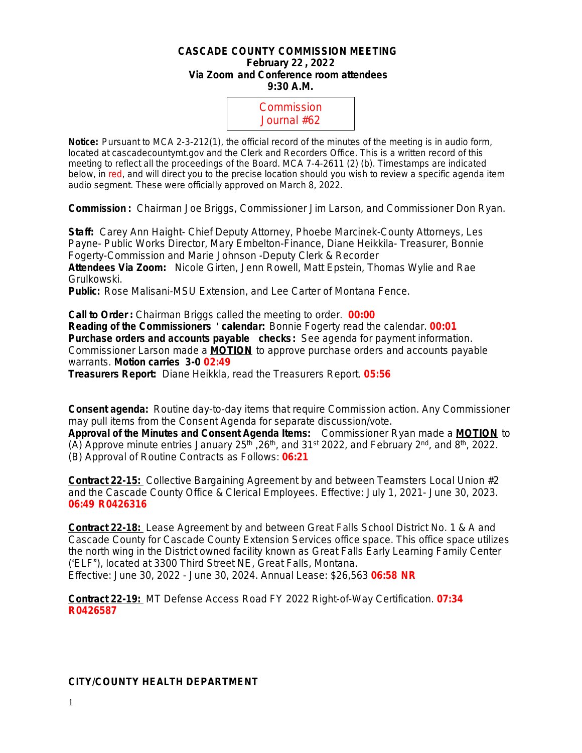**CASCADE COUNTY COMMISSION MEETING**
**February 22 , 2022**
**Via Zoom and Conference room attendees**
**9:30 A.M.**

Commission Journal #62

**Notice:** Pursuant to MCA 2-3-212(1), the official record of the minutes of the meeting is in audio form, located at cascadecountymt.gov and the Clerk and Recorders Office. This is a written record of this meeting to reflect all the proceedings of the Board. MCA 7-4-2611 (2) (b). Timestamps are indicated below, in red, and will direct you to the precise location should you wish to review a specific agenda item audio segment. These were officially approved on March 8, 2022.

**Commission :** Chairman Joe Briggs, Commissioner Jim Larson, and Commissioner Don Ryan.

**Staff:** Carey Ann Haight- Chief Deputy Attorney, Phoebe Marcinek-County Attorneys, Les Payne- Public Works Director, Mary Embelton-Finance, Diane Heikkila- Treasurer, Bonnie Fogerty-Commission and Marie Johnson -Deputy Clerk & Recorder
**Attendees Via Zoom:** Nicole Girten, Jenn Rowell, Matt Epstein, Thomas Wylie and Rae Grulkowski.
**Public:** Rose Malisani-MSU Extension, and Lee Carter of Montana Fence.

**Call to Order :** Chairman Briggs called the meeting to order. **00:00**
**Reading of the Commissioners ' calendar:** Bonnie Fogerty read the calendar. **00:01**
**Purchase orders and accounts payable checks :** See agenda for payment information. Commissioner Larson made a **MOTION** to approve purchase orders and accounts payable warrants. **Motion carries 3-0 02:49**
**Treasurers Report:** Diane Heikkla, read the Treasurers Report. **05:56**

**Consent agenda:** Routine day-to-day items that require Commission action. Any Commissioner may pull items from the Consent Agenda for separate discussion/vote.
**Approval of the Minutes and Consent Agenda Items:** Commissioner Ryan made a **MOTION** to (A) Approve minute entries January 25th ,26th, and 31st 2022, and February 2nd, and 8th, 2022.
(B) Approval of Routine Contracts as Follows: **06:21**

**Contract 22-15:** Collective Bargaining Agreement by and between Teamsters Local Union #2 and the Cascade County Office & Clerical Employees. Effective: July 1, 2021- June 30, 2023. **06:49 R0426316**

**Contract 22-18:** Lease Agreement by and between Great Falls School District No. 1 & A and Cascade County for Cascade County Extension Services office space. This office space utilizes the north wing in the District owned facility known as Great Falls Early Learning Family Center ('ELF"), located at 3300 Third Street NE, Great Falls, Montana.
Effective: June 30, 2022 - June 30, 2024. Annual Lease: $26,563 **06:58 NR**

**Contract 22-19:** MT Defense Access Road FY 2022 Right-of-Way Certification. **07:34 R0426587**

**CITY/COUNTY HEALTH DEPARTMENT**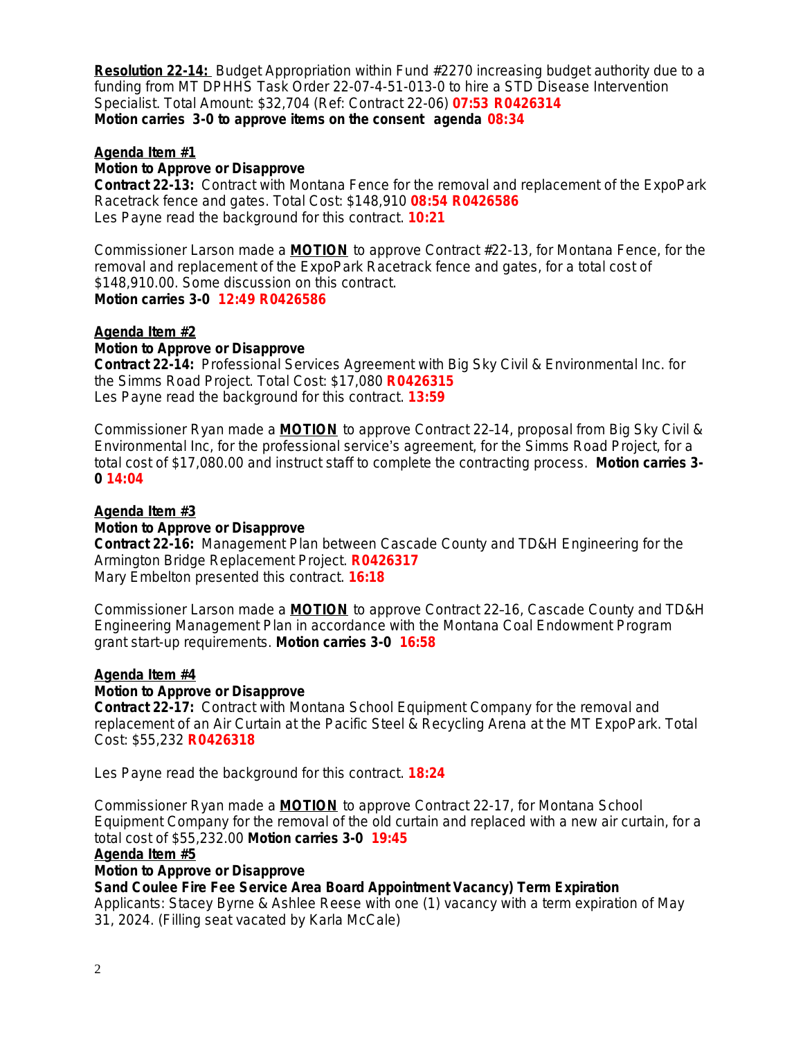**<u>Resolution 22-14:</u>** Budget Appropriation within Fund #2270 increasing budget authority due to a funding from MT DPHHS Task Order 22-07-4-51-013-0 to hire a STD Disease Intervention Specialist. Total Amount: $32,704 (Ref: Contract 22-06) **07:53 R0426314**
**Motion carries 3-0 to approve items on the consent agenda 08:34**

**<u>Agenda Item #1</u>**
**Motion to Approve or Disapprove**
**Contract 22-13:** Contract with Montana Fence for the removal and replacement of the ExpoPark Racetrack fence and gates. Total Cost: $148,910 **08:54 R0426586**
Les Payne read the background for this contract. **10:21**

Commissioner Larson made a **<u>MOTION</u>** to approve Contract #22-13, for Montana Fence, for the removal and replacement of the ExpoPark Racetrack fence and gates, for a total cost of $148,910.00. Some discussion on this contract.
**Motion carries 3-0 12:49 R0426586**

**<u>Agenda Item #2</u>**
**Motion to Approve or Disapprove**
**Contract 22-14:** Professional Services Agreement with Big Sky Civil & Environmental Inc. for the Simms Road Project. Total Cost: $17,080 **R0426315**
Les Payne read the background for this contract. **13:59**

Commissioner Ryan made a **<u>MOTION</u>** to approve Contract 22-14, proposal from Big Sky Civil & Environmental Inc, for the professional service's agreement, for the Simms Road Project, for a total cost of $17,080.00 and instruct staff to complete the contracting process. **Motion carries 3-0 14:04**

**<u>Agenda Item #3</u>**
**Motion to Approve or Disapprove**
**Contract 22-16:** Management Plan between Cascade County and TD&H Engineering for the Armington Bridge Replacement Project. **R0426317**
Mary Embelton presented this contract. **16:18**

Commissioner Larson made a **<u>MOTION</u>** to approve Contract 22-16, Cascade County and TD&H Engineering Management Plan in accordance with the Montana Coal Endowment Program grant start-up requirements. **Motion carries 3-0 16:58**

**<u>Agenda Item #4</u>**
**Motion to Approve or Disapprove**
**Contract 22-17:** Contract with Montana School Equipment Company for the removal and replacement of an Air Curtain at the Pacific Steel & Recycling Arena at the MT ExpoPark. Total Cost: $55,232 **R0426318**

Les Payne read the background for this contract. **18:24**

Commissioner Ryan made a **<u>MOTION</u>** to approve Contract 22-17, for Montana School Equipment Company for the removal of the old curtain and replaced with a new air curtain, for a total cost of $55,232.00 **Motion carries 3-0 19:45**
**<u>Agenda Item #5</u>**
**Motion to Approve or Disapprove**
**Sand Coulee Fire Fee Service Area Board Appointment Vacancy) Term Expiration**
Applicants: Stacey Byrne & Ashlee Reese with one (1) vacancy with a term expiration of May 31, 2024. (Filling seat vacated by Karla McCale)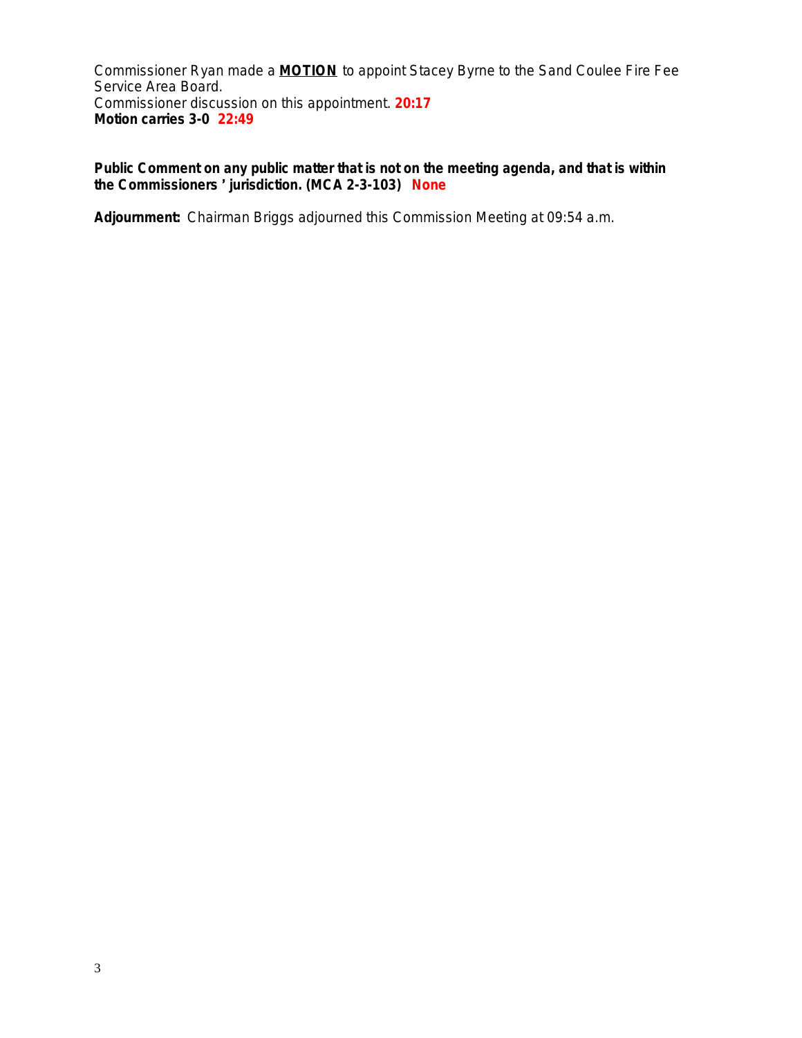Commissioner Ryan made a **MOTION** to appoint Stacey Byrne to the Sand Coulee Fire Fee Service Area Board.
Commissioner discussion on this appointment. **20:17**
**Motion carries 3-0 22:49**

**Public Comment on any public matter that is not on the meeting agenda, and that is within the Commissioners ' jurisdiction. (MCA 2-3-103) None**

**Adjournment:** Chairman Briggs adjourned this Commission Meeting at 09:54 a.m.